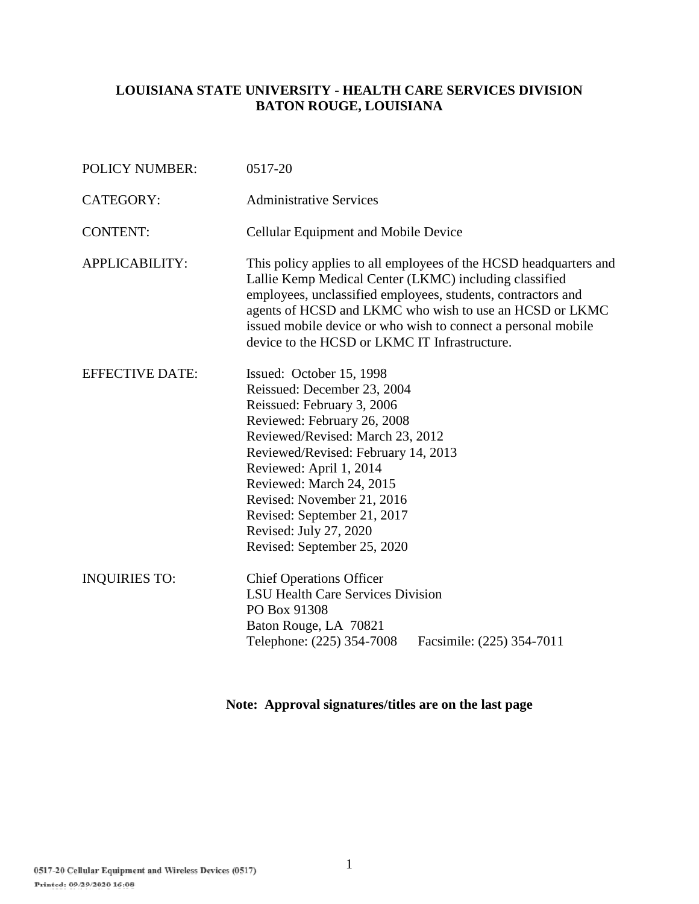# LOUISIANA STATE UNIVERSITY - HEALTH CARE SERVICES DIVISION
# BATON ROUGE, LOUISIANA

| | |
|---|---|
| POLICY NUMBER: | 0517-20 |
| CATEGORY: | Administrative Services |
| CONTENT: | Cellular Equipment and Mobile Device |
| APPLICABILITY: | This policy applies to all employees of the HCSD headquarters and Lallie Kemp Medical Center (LKMC) including classified employees, unclassified employees, students, contractors and agents of HCSD and LKMC who wish to use an HCSD or LKMC issued mobile device or who wish to connect a personal mobile device to the HCSD or LKMC IT Infrastructure. |
| EFFECTIVE DATE: | Issued: October 15, 1998<br>Reissued: December 23, 2004<br>Reissued: February 3, 2006<br>Reviewed: February 26, 2008<br>Reviewed/Revised: March 23, 2012<br>Reviewed/Revised: February 14, 2013<br>Reviewed: April 1, 2014<br>Reviewed: March 24, 2015<br>Revised: November 21, 2016<br>Revised: September 21, 2017<br>Revised: July 27, 2020<br>Revised: September 25, 2020 |
| INQUIRIES TO: | Chief Operations Officer<br>LSU Health Care Services Division<br>PO Box 91308<br>Baton Rouge, LA 70821<br>Telephone: (225) 354-7008 Facsimile: (225) 354-7011 |

**Note: Approval signatures/titles are on the last page**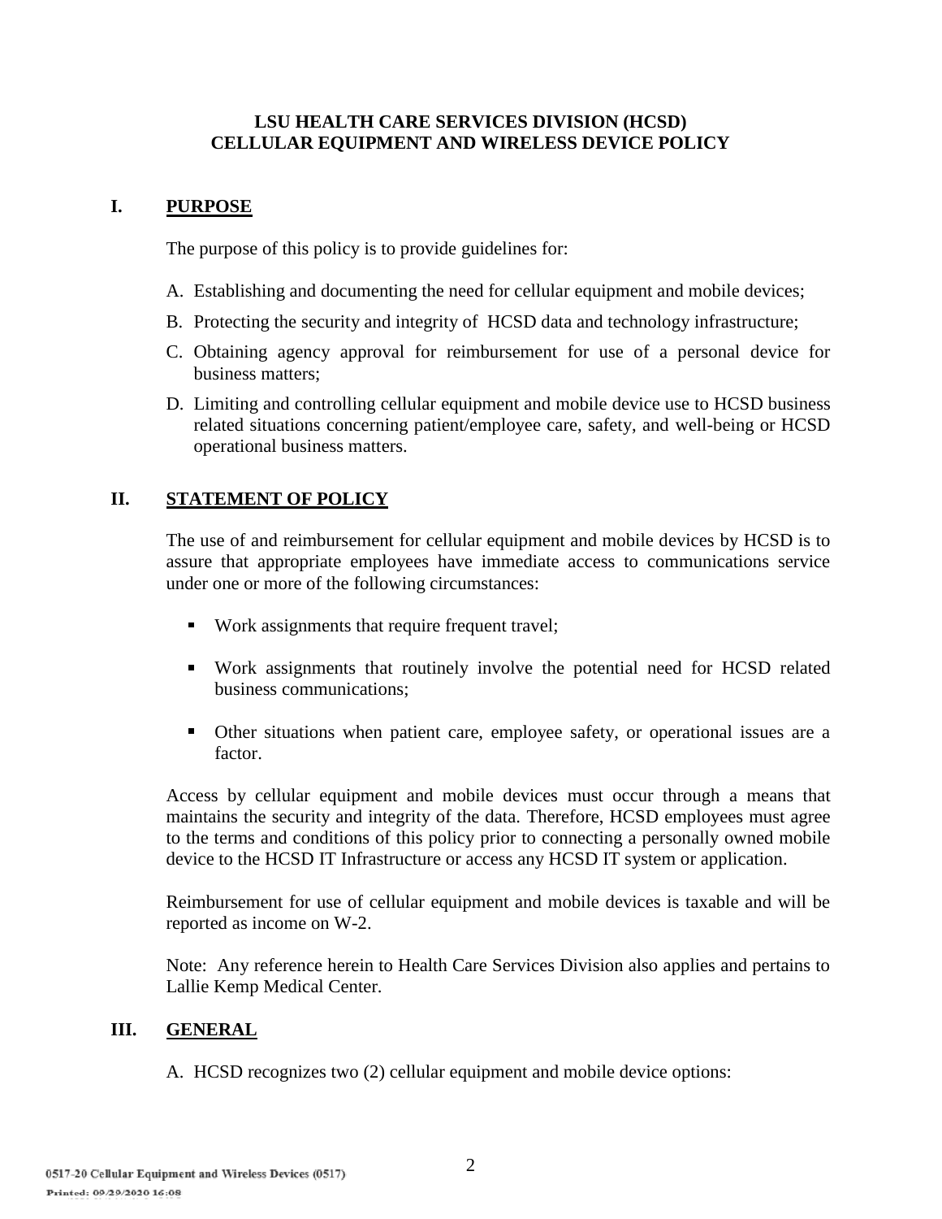**LSU HEALTH CARE SERVICES DIVISION (HCSD)**
**CELLULAR EQUIPMENT AND WIRELESS DEVICE POLICY**

## I. PURPOSE

The purpose of this policy is to provide guidelines for:

A. Establishing and documenting the need for cellular equipment and mobile devices;

B. Protecting the security and integrity of HCSD data and technology infrastructure;

C. Obtaining agency approval for reimbursement for use of a personal device for business matters;

D. Limiting and controlling cellular equipment and mobile device use to HCSD business related situations concerning patient/employee care, safety, and well-being or HCSD operational business matters.

## II. STATEMENT OF POLICY

The use of and reimbursement for cellular equipment and mobile devices by HCSD is to assure that appropriate employees have immediate access to communications service under one or more of the following circumstances:

- Work assignments that require frequent travel;
- Work assignments that routinely involve the potential need for HCSD related business communications;
- Other situations when patient care, employee safety, or operational issues are a factor.

Access by cellular equipment and mobile devices must occur through a means that maintains the security and integrity of the data. Therefore, HCSD employees must agree to the terms and conditions of this policy prior to connecting a personally owned mobile device to the HCSD IT Infrastructure or access any HCSD IT system or application.

Reimbursement for use of cellular equipment and mobile devices is taxable and will be reported as income on W-2.

Note: Any reference herein to Health Care Services Division also applies and pertains to Lallie Kemp Medical Center.

## III. GENERAL

A. HCSD recognizes two (2) cellular equipment and mobile device options: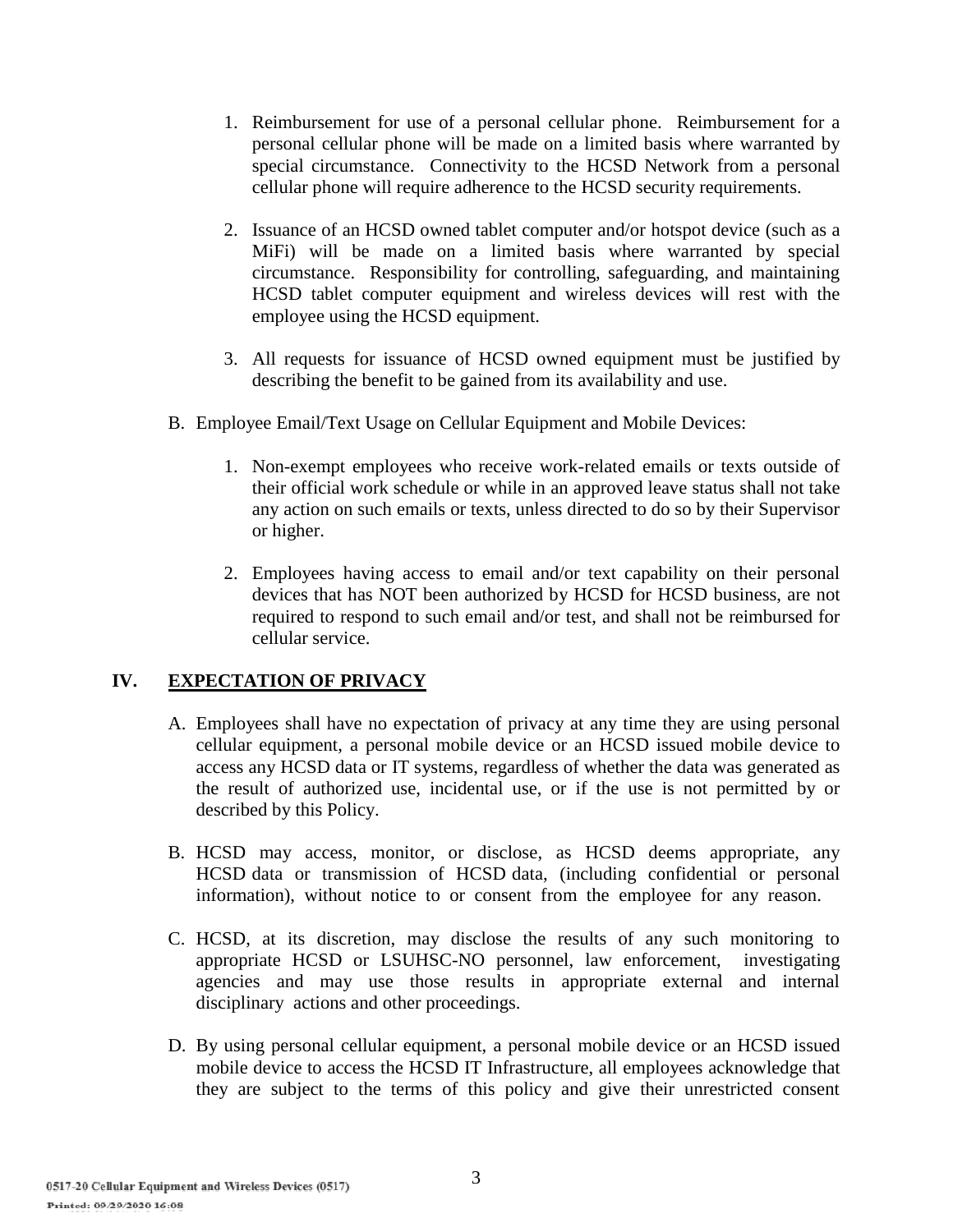1. Reimbursement for use of a personal cellular phone. Reimbursement for a personal cellular phone will be made on a limited basis where warranted by special circumstance. Connectivity to the HCSD Network from a personal cellular phone will require adherence to the HCSD security requirements.

2. Issuance of an HCSD owned tablet computer and/or hotspot device (such as a MiFi) will be made on a limited basis where warranted by special circumstance. Responsibility for controlling, safeguarding, and maintaining HCSD tablet computer equipment and wireless devices will rest with the employee using the HCSD equipment.

3. All requests for issuance of HCSD owned equipment must be justified by describing the benefit to be gained from its availability and use.

B. Employee Email/Text Usage on Cellular Equipment and Mobile Devices:

1. Non-exempt employees who receive work-related emails or texts outside of their official work schedule or while in an approved leave status shall not take any action on such emails or texts, unless directed to do so by their Supervisor or higher.

2. Employees having access to email and/or text capability on their personal devices that has NOT been authorized by HCSD for HCSD business, are not required to respond to such email and/or test, and shall not be reimbursed for cellular service.

## IV. EXPECTATION OF PRIVACY

A. Employees shall have no expectation of privacy at any time they are using personal cellular equipment, a personal mobile device or an HCSD issued mobile device to access any HCSD data or IT systems, regardless of whether the data was generated as the result of authorized use, incidental use, or if the use is not permitted by or described by this Policy.

B. HCSD may access, monitor, or disclose, as HCSD deems appropriate, any HCSD data or transmission of HCSD data, (including confidential or personal information), without notice to or consent from the employee for any reason.

C. HCSD, at its discretion, may disclose the results of any such monitoring to appropriate HCSD or LSUHSC-NO personnel, law enforcement, investigating agencies and may use those results in appropriate external and internal disciplinary actions and other proceedings.

D. By using personal cellular equipment, a personal mobile device or an HCSD issued mobile device to access the HCSD IT Infrastructure, all employees acknowledge that they are subject to the terms of this policy and give their unrestricted consent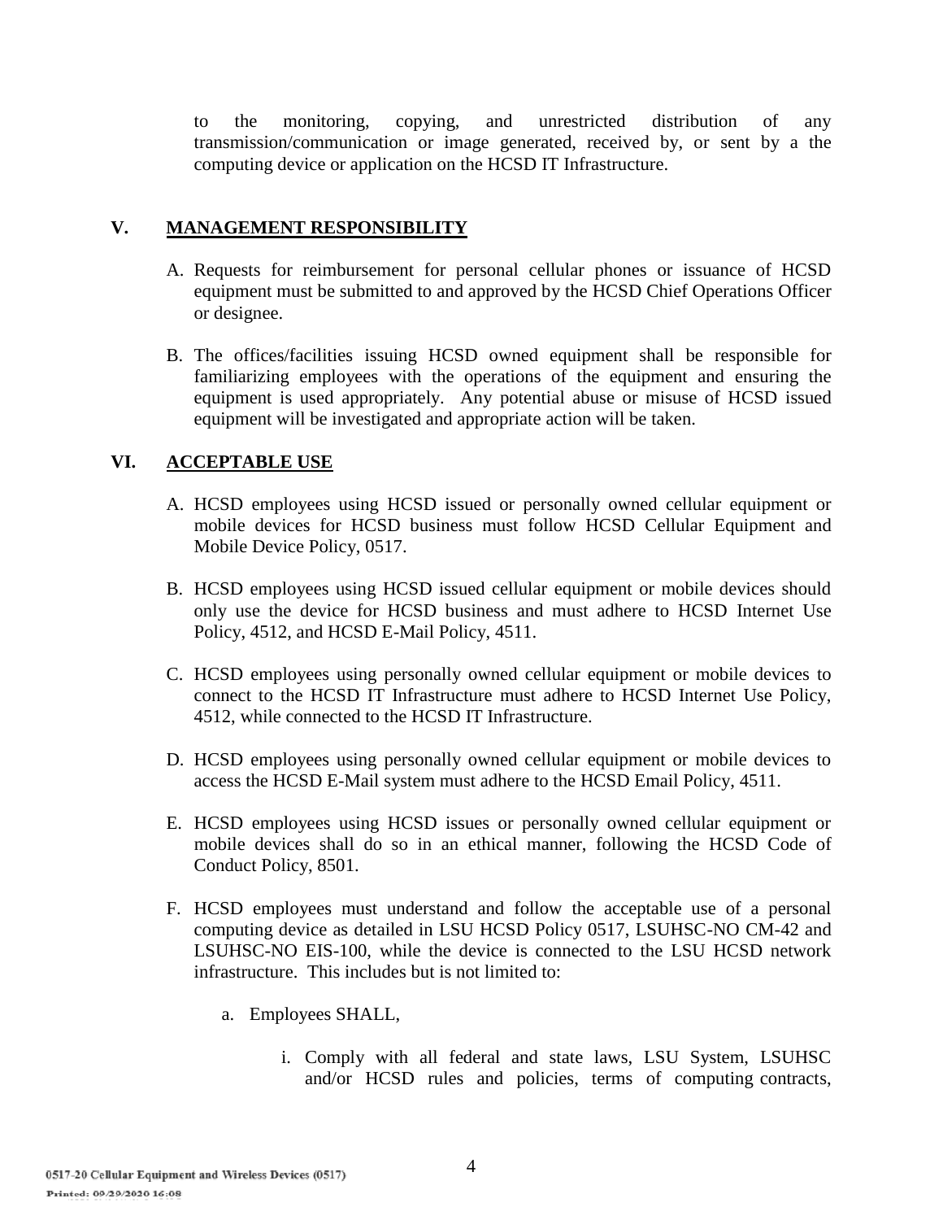to the monitoring, copying, and unrestricted distribution of any transmission/communication or image generated, received by, or sent by a the computing device or application on the HCSD IT Infrastructure.

## V. MANAGEMENT RESPONSIBILITY

A. Requests for reimbursement for personal cellular phones or issuance of HCSD equipment must be submitted to and approved by the HCSD Chief Operations Officer or designee.

B. The offices/facilities issuing HCSD owned equipment shall be responsible for familiarizing employees with the operations of the equipment and ensuring the equipment is used appropriately. Any potential abuse or misuse of HCSD issued equipment will be investigated and appropriate action will be taken.

## VI. ACCEPTABLE USE

A. HCSD employees using HCSD issued or personally owned cellular equipment or mobile devices for HCSD business must follow HCSD Cellular Equipment and Mobile Device Policy, 0517.

B. HCSD employees using HCSD issued cellular equipment or mobile devices should only use the device for HCSD business and must adhere to HCSD Internet Use Policy, 4512, and HCSD E-Mail Policy, 4511.

C. HCSD employees using personally owned cellular equipment or mobile devices to connect to the HCSD IT Infrastructure must adhere to HCSD Internet Use Policy, 4512, while connected to the HCSD IT Infrastructure.

D. HCSD employees using personally owned cellular equipment or mobile devices to access the HCSD E-Mail system must adhere to the HCSD Email Policy, 4511.

E. HCSD employees using HCSD issues or personally owned cellular equipment or mobile devices shall do so in an ethical manner, following the HCSD Code of Conduct Policy, 8501.

F. HCSD employees must understand and follow the acceptable use of a personal computing device as detailed in LSU HCSD Policy 0517, LSUHSC-NO CM-42 and LSUHSC-NO EIS-100, while the device is connected to the LSU HCSD network infrastructure. This includes but is not limited to:

   a. Employees SHALL,

      i. Comply with all federal and state laws, LSU System, LSUHSC and/or HCSD rules and policies, terms of computing contracts,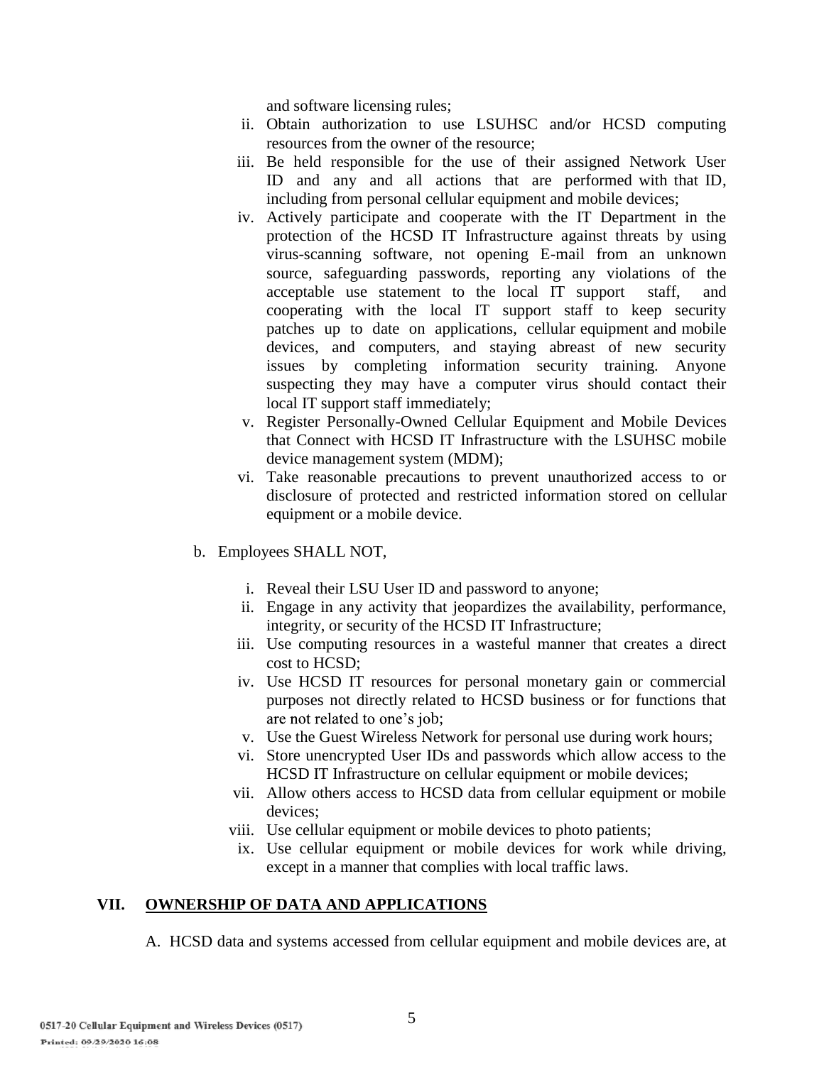and software licensing rules;

ii. Obtain authorization to use LSUHSC and/or HCSD computing resources from the owner of the resource;
iii. Be held responsible for the use of their assigned Network User ID and any and all actions that are performed with that ID, including from personal cellular equipment and mobile devices;
iv. Actively participate and cooperate with the IT Department in the protection of the HCSD IT Infrastructure against threats by using virus-scanning software, not opening E-mail from an unknown source, safeguarding passwords, reporting any violations of the acceptable use statement to the local IT support staff, and cooperating with the local IT support staff to keep security patches up to date on applications, cellular equipment and mobile devices, and computers, and staying abreast of new security issues by completing information security training. Anyone suspecting they may have a computer virus should contact their local IT support staff immediately;
v. Register Personally-Owned Cellular Equipment and Mobile Devices that Connect with HCSD IT Infrastructure with the LSUHSC mobile device management system (MDM);
vi. Take reasonable precautions to prevent unauthorized access to or disclosure of protected and restricted information stored on cellular equipment or a mobile device.

b. Employees SHALL NOT,

i. Reveal their LSU User ID and password to anyone;
ii. Engage in any activity that jeopardizes the availability, performance, integrity, or security of the HCSD IT Infrastructure;
iii. Use computing resources in a wasteful manner that creates a direct cost to HCSD;
iv. Use HCSD IT resources for personal monetary gain or commercial purposes not directly related to HCSD business or for functions that are not related to one's job;
v. Use the Guest Wireless Network for personal use during work hours;
vi. Store unencrypted User IDs and passwords which allow access to the HCSD IT Infrastructure on cellular equipment or mobile devices;
vii. Allow others access to HCSD data from cellular equipment or mobile devices;
viii. Use cellular equipment or mobile devices to photo patients;
ix. Use cellular equipment or mobile devices for work while driving, except in a manner that complies with local traffic laws.

## VII. OWNERSHIP OF DATA AND APPLICATIONS

A. HCSD data and systems accessed from cellular equipment and mobile devices are, at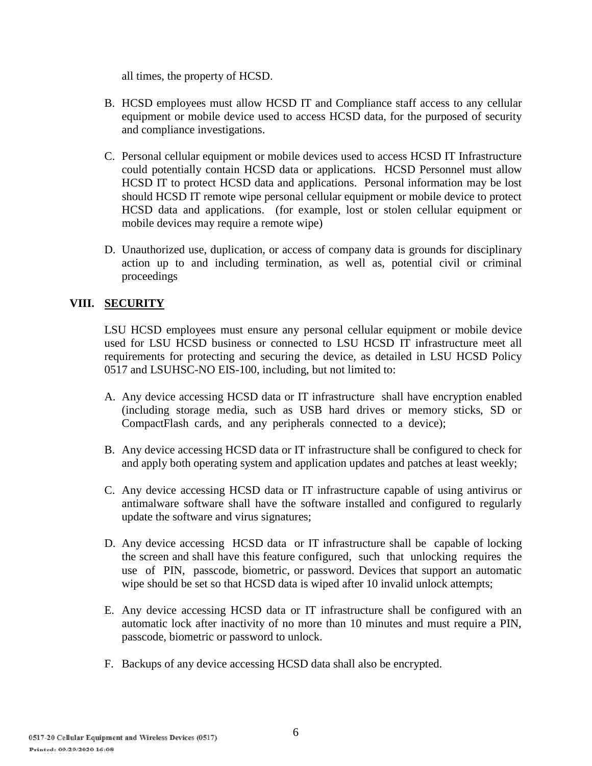all times, the property of HCSD.

B. HCSD employees must allow HCSD IT and Compliance staff access to any cellular equipment or mobile device used to access HCSD data, for the purposed of security and compliance investigations.

C. Personal cellular equipment or mobile devices used to access HCSD IT Infrastructure could potentially contain HCSD data or applications. HCSD Personnel must allow HCSD IT to protect HCSD data and applications. Personal information may be lost should HCSD IT remote wipe personal cellular equipment or mobile device to protect HCSD data and applications. (for example, lost or stolen cellular equipment or mobile devices may require a remote wipe)

D. Unauthorized use, duplication, or access of company data is grounds for disciplinary action up to and including termination, as well as, potential civil or criminal proceedings

## VIII. SECURITY

LSU HCSD employees must ensure any personal cellular equipment or mobile device used for LSU HCSD business or connected to LSU HCSD IT infrastructure meet all requirements for protecting and securing the device, as detailed in LSU HCSD Policy 0517 and LSUHSC-NO EIS-100, including, but not limited to:

A. Any device accessing HCSD data or IT infrastructure shall have encryption enabled (including storage media, such as USB hard drives or memory sticks, SD or CompactFlash cards, and any peripherals connected to a device);

B. Any device accessing HCSD data or IT infrastructure shall be configured to check for and apply both operating system and application updates and patches at least weekly;

C. Any device accessing HCSD data or IT infrastructure capable of using antivirus or antimalware software shall have the software installed and configured to regularly update the software and virus signatures;

D. Any device accessing HCSD data or IT infrastructure shall be capable of locking the screen and shall have this feature configured, such that unlocking requires the use of PIN, passcode, biometric, or password. Devices that support an automatic wipe should be set so that HCSD data is wiped after 10 invalid unlock attempts;

E. Any device accessing HCSD data or IT infrastructure shall be configured with an automatic lock after inactivity of no more than 10 minutes and must require a PIN, passcode, biometric or password to unlock.

F. Backups of any device accessing HCSD data shall also be encrypted.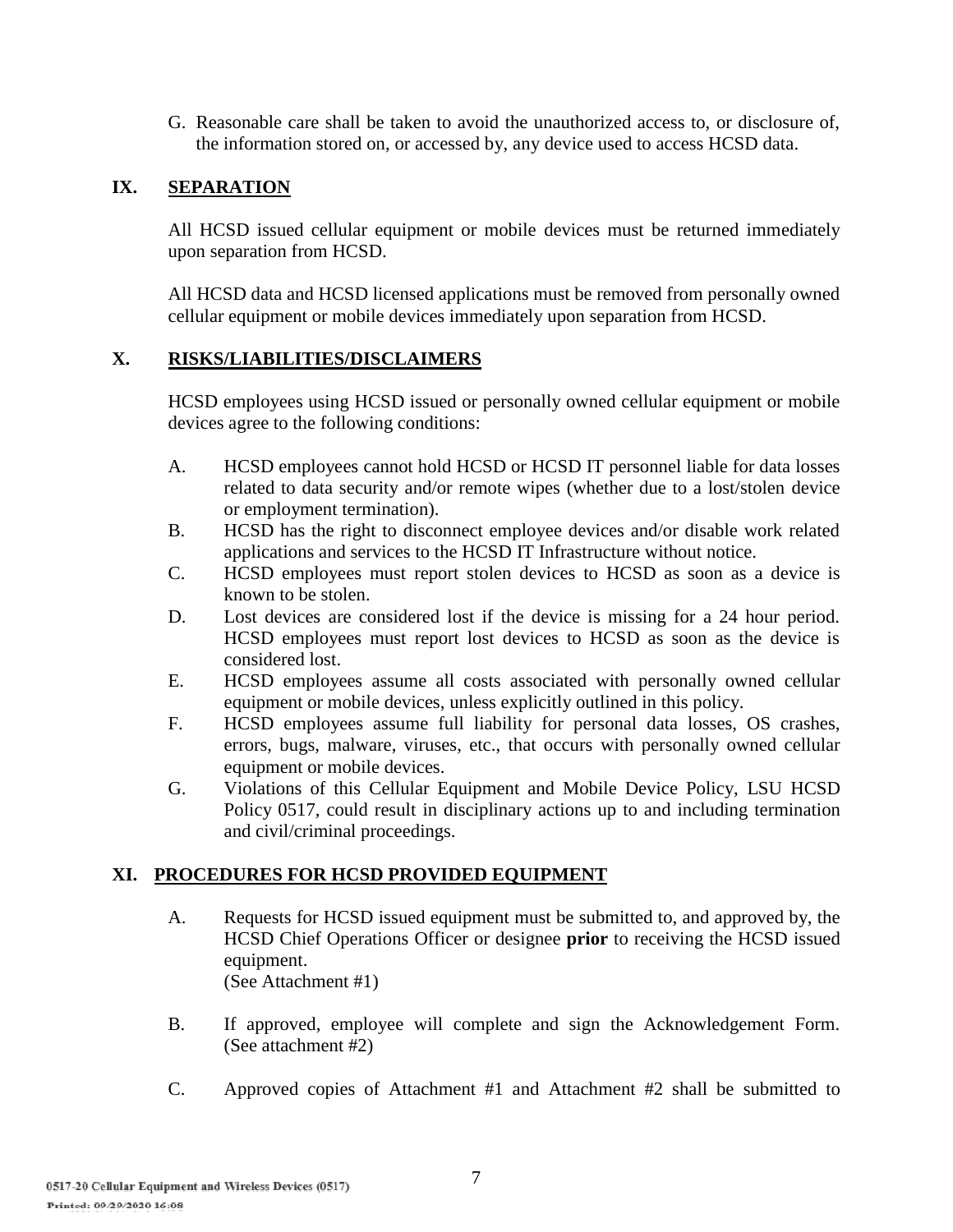G. Reasonable care shall be taken to avoid the unauthorized access to, or disclosure of, the information stored on, or accessed by, any device used to access HCSD data.

## IX. SEPARATION

All HCSD issued cellular equipment or mobile devices must be returned immediately upon separation from HCSD.

All HCSD data and HCSD licensed applications must be removed from personally owned cellular equipment or mobile devices immediately upon separation from HCSD.

## X. RISKS/LIABILITIES/DISCLAIMERS

HCSD employees using HCSD issued or personally owned cellular equipment or mobile devices agree to the following conditions:

A. HCSD employees cannot hold HCSD or HCSD IT personnel liable for data losses related to data security and/or remote wipes (whether due to a lost/stolen device or employment termination).

B. HCSD has the right to disconnect employee devices and/or disable work related applications and services to the HCSD IT Infrastructure without notice.

C. HCSD employees must report stolen devices to HCSD as soon as a device is known to be stolen.

D. Lost devices are considered lost if the device is missing for a 24 hour period. HCSD employees must report lost devices to HCSD as soon as the device is considered lost.

E. HCSD employees assume all costs associated with personally owned cellular equipment or mobile devices, unless explicitly outlined in this policy.

F. HCSD employees assume full liability for personal data losses, OS crashes, errors, bugs, malware, viruses, etc., that occurs with personally owned cellular equipment or mobile devices.

G. Violations of this Cellular Equipment and Mobile Device Policy, LSU HCSD Policy 0517, could result in disciplinary actions up to and including termination and civil/criminal proceedings.

## XI. PROCEDURES FOR HCSD PROVIDED EQUIPMENT

A. Requests for HCSD issued equipment must be submitted to, and approved by, the HCSD Chief Operations Officer or designee **prior** to receiving the HCSD issued equipment.
(See Attachment #1)

B. If approved, employee will complete and sign the Acknowledgement Form. (See attachment #2)

C. Approved copies of Attachment #1 and Attachment #2 shall be submitted to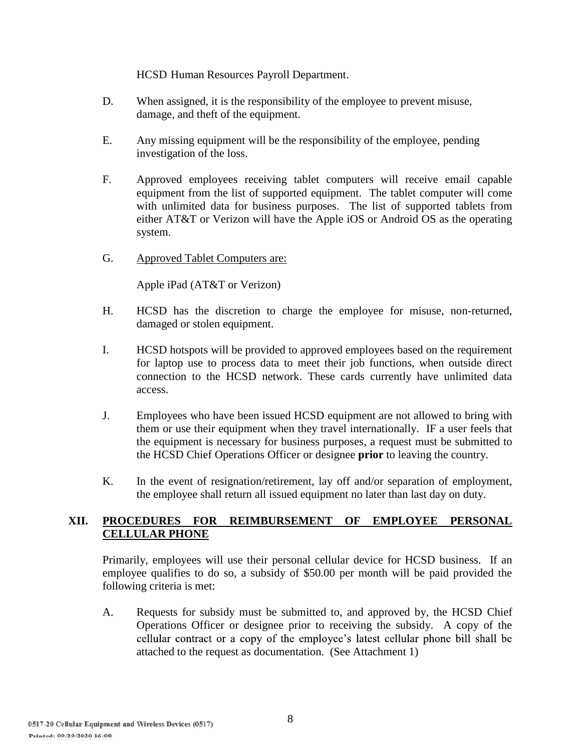HCSD Human Resources Payroll Department.

D. When assigned, it is the responsibility of the employee to prevent misuse, damage, and theft of the equipment.

E. Any missing equipment will be the responsibility of the employee, pending investigation of the loss.

F. Approved employees receiving tablet computers will receive email capable equipment from the list of supported equipment. The tablet computer will come with unlimited data for business purposes. The list of supported tablets from either AT&T or Verizon will have the Apple iOS or Android OS as the operating system.

G. <u>Approved Tablet Computers are:</u>

Apple iPad (AT&T or Verizon)

H. HCSD has the discretion to charge the employee for misuse, non-returned, damaged or stolen equipment.

I. HCSD hotspots will be provided to approved employees based on the requirement for laptop use to process data to meet their job functions, when outside direct connection to the HCSD network. These cards currently have unlimited data access.

J. Employees who have been issued HCSD equipment are not allowed to bring with them or use their equipment when they travel internationally. IF a user feels that the equipment is necessary for business purposes, a request must be submitted to the HCSD Chief Operations Officer or designee **prior** to leaving the country.

K. In the event of resignation/retirement, lay off and/or separation of employment, the employee shall return all issued equipment no later than last day on duty.

## XII. PROCEDURES FOR REIMBURSEMENT OF EMPLOYEE PERSONAL CELLULAR PHONE

Primarily, employees will use their personal cellular device for HCSD business. If an employee qualifies to do so, a subsidy of $50.00 per month will be paid provided the following criteria is met:

A. Requests for subsidy must be submitted to, and approved by, the HCSD Chief Operations Officer or designee prior to receiving the subsidy. A copy of the cellular contract or a copy of the employee's latest cellular phone bill shall be attached to the request as documentation. (See Attachment 1)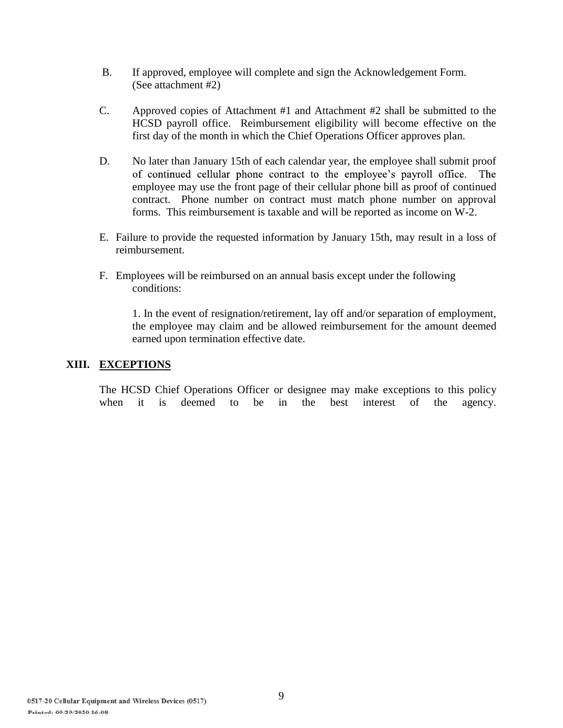B. If approved, employee will complete and sign the Acknowledgement Form. (See attachment #2)

C. Approved copies of Attachment #1 and Attachment #2 shall be submitted to the HCSD payroll office. Reimbursement eligibility will become effective on the first day of the month in which the Chief Operations Officer approves plan.

D. No later than January 15th of each calendar year, the employee shall submit proof of continued cellular phone contract to the employee's payroll office. The employee may use the front page of their cellular phone bill as proof of continued contract. Phone number on contract must match phone number on approval forms. This reimbursement is taxable and will be reported as income on W-2.

E. Failure to provide the requested information by January 15th, may result in a loss of reimbursement.

F. Employees will be reimbursed on an annual basis except under the following conditions:

1. In the event of resignation/retirement, lay off and/or separation of employment, the employee may claim and be allowed reimbursement for the amount deemed earned upon termination effective date.

## XIII. **EXCEPTIONS**

The HCSD Chief Operations Officer or designee may make exceptions to this policy when it is deemed to be in the best interest of the agency.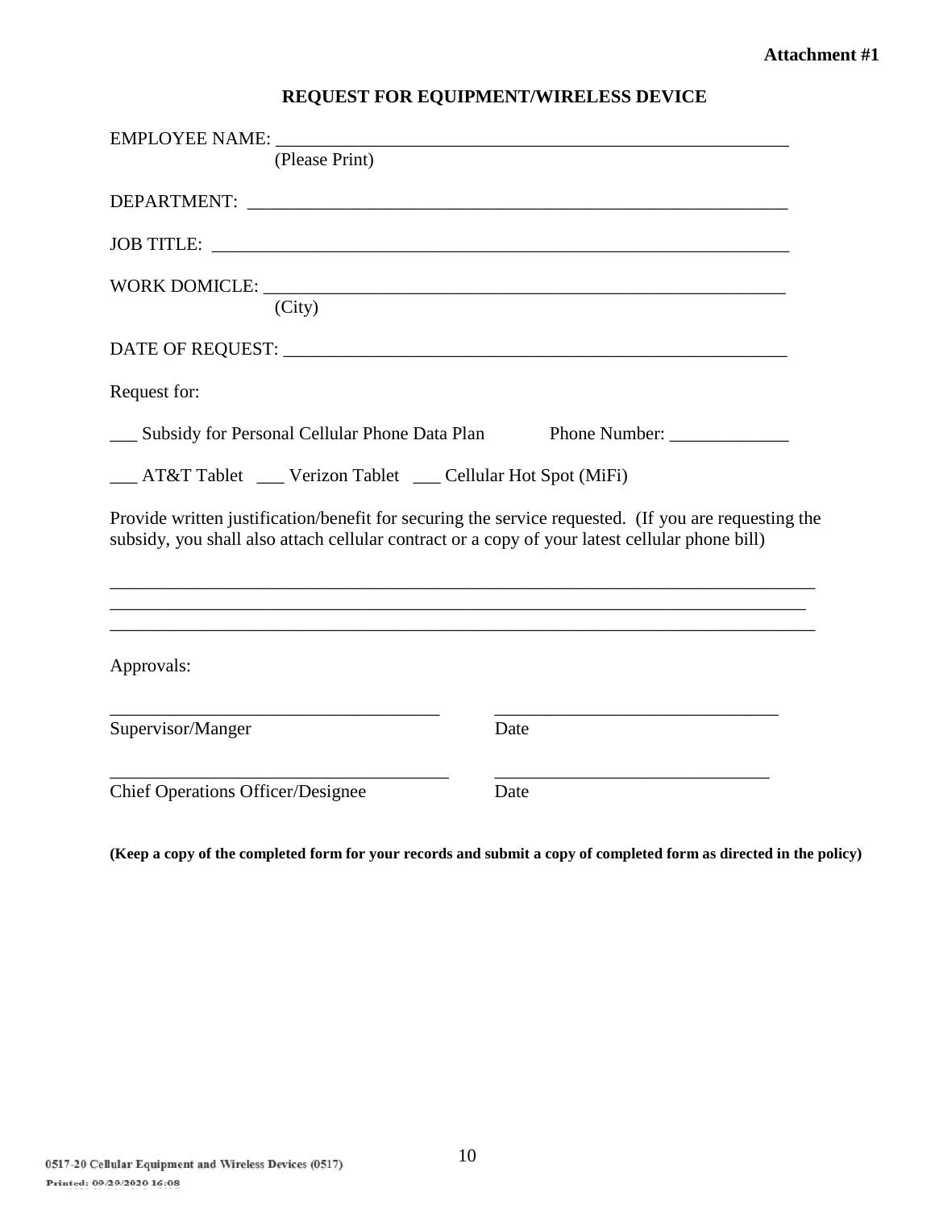**Attachment #1**

## REQUEST FOR EQUIPMENT/WIRELESS DEVICE

EMPLOYEE NAME: ________________________________________________________
(Please Print)

DEPARTMENT: ___________________________________________________________

JOB TITLE: _____________________________________________________________

WORK DOMICILE: _______________________________________________________
(City)

DATE OF REQUEST: _____________________________________________________

Request for:

___ Subsidy for Personal Cellular Phone Data Plan Phone Number: _____________

___ AT&T Tablet ___ Verizon Tablet ___ Cellular Hot Spot (MiFi)

Provide written justification/benefit for securing the service requested. (If you are requesting the subsidy, you shall also attach cellular contract or a copy of your latest cellular phone bill)

_____________________________________________________________________________
_____________________________________________________________________________
_____________________________________________________________________________

Approvals:

_____________________________________ _______________________________
Supervisor/Manger Date

_____________________________________ _______________________________
Chief Operations Officer/Designee Date

**(Keep a copy of the completed form for your records and submit a copy of completed form as directed in the policy)**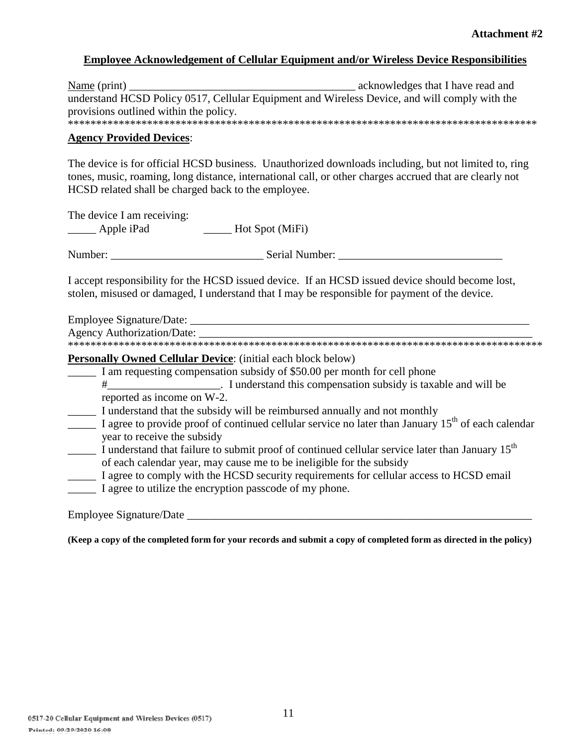**Attachment #2**

**Employee Acknowledgement of Cellular Equipment and/or Wireless Device Responsibilities**

Name (print) ________________________________________ acknowledges that I have read and understand HCSD Policy 0517, Cellular Equipment and Wireless Device, and will comply with the provisions outlined within the policy.

*************************************************************************************

**Agency Provided Devices**:

The device is for official HCSD business. Unauthorized downloads including, but not limited to, ring tones, music, roaming, long distance, international call, or other charges accrued that are clearly not HCSD related shall be charged back to the employee.

The device I am receiving:

_____ Apple iPad _____ Hot Spot (MiFi)

Number: ___________________________ Serial Number: _____________________________

I accept responsibility for the HCSD issued device. If an HCSD issued device should become lost, stolen, misused or damaged, I understand that I may be responsible for payment of the device.

Employee Signature/Date: _______________________________________________________________

Agency Authorization/Date: _____________________________________________________________

*************************************************************************************

**Personally Owned Cellular Device**: (initial each block below)

_____ I am requesting compensation subsidy of $50.00 per month for cell phone #___________________. I understand this compensation subsidy is taxable and will be reported as income on W-2.

_____ I understand that the subsidy will be reimbursed annually and not monthly

_____ I agree to provide proof of continued cellular service no later than January 15th of each calendar year to receive the subsidy

_____ I understand that failure to submit proof of continued cellular service later than January 15th of each calendar year, may cause me to be ineligible for the subsidy

_____ I agree to comply with the HCSD security requirements for cellular access to HCSD email

_____ I agree to utilize the encryption passcode of my phone.

Employee Signature/Date _________________________________________________________________

**(Keep a copy of the completed form for your records and submit a copy of completed form as directed in the policy)**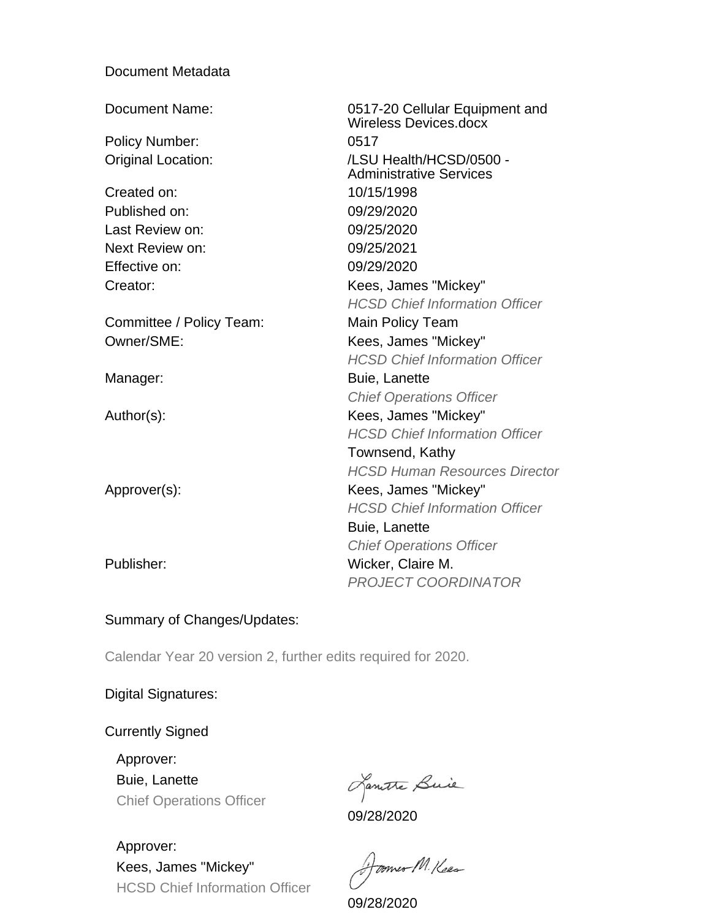Document Metadata

| | |
|---|---|
| Document Name: | 0517-20 Cellular Equipment and Wireless Devices.docx |
| Policy Number: | 0517 |
| Original Location: | /LSU Health/HCSD/0500 - Administrative Services |
| Created on: | 10/15/1998 |
| Published on: | 09/29/2020 |
| Last Review on: | 09/25/2020 |
| Next Review on: | 09/25/2021 |
| Effective on: | 09/29/2020 |
| Creator: | Kees, James "Mickey"<br>*HCSD Chief Information Officer* |
| Committee / Policy Team: | Main Policy Team |
| Owner/SME: | Kees, James "Mickey"<br>*HCSD Chief Information Officer* |
| Manager: | Buie, Lanette<br>*Chief Operations Officer* |
| Author(s): | Kees, James "Mickey"<br>*HCSD Chief Information Officer*<br>Townsend, Kathy<br>*HCSD Human Resources Director* |
| Approver(s): | Kees, James "Mickey"<br>*HCSD Chief Information Officer*<br>Buie, Lanette<br>*Chief Operations Officer* |
| Publisher: | Wicker, Claire M.<br>*PROJECT COORDINATOR* |

Summary of Changes/Updates:

Calendar Year 20 version 2, further edits required for 2020.

Digital Signatures:

Currently Signed

Approver:
Buie, Lanette
Chief Operations Officer

Lanette Buie
09/28/2020

Approver:
Kees, James "Mickey"
HCSD Chief Information Officer

James M. Kees
09/28/2020